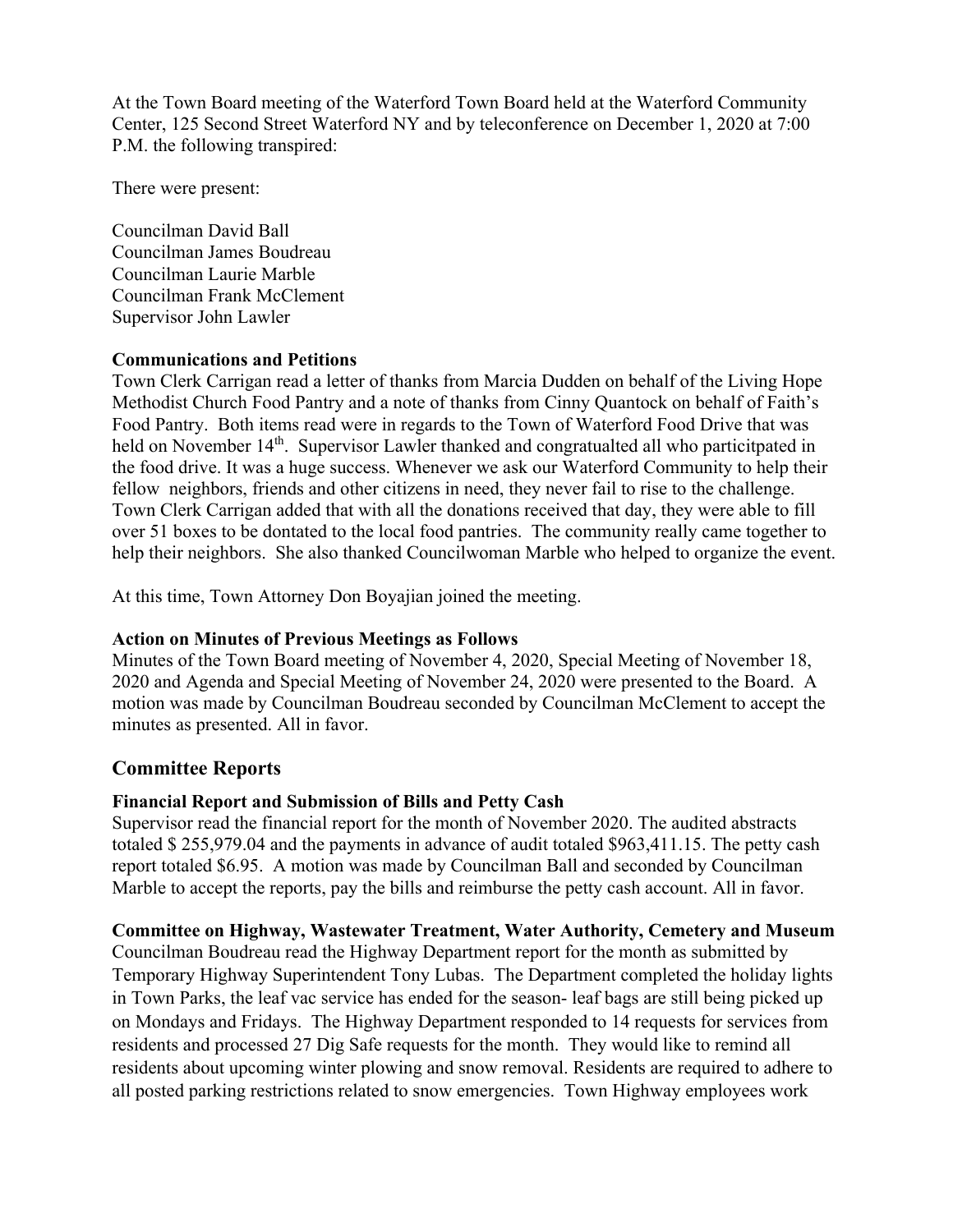At the Town Board meeting of the Waterford Town Board held at the Waterford Community Center, 125 Second Street Waterford NY and by teleconference on December 1, 2020 at 7:00 P.M. the following transpired:

There were present:

Councilman David Ball
Councilman James Boudreau
Councilman Laurie Marble
Councilman Frank McClement
Supervisor John Lawler

**Communications and Petitions**

Town Clerk Carrigan read a letter of thanks from Marcia Dudden on behalf of the Living Hope Methodist Church Food Pantry and a note of thanks from Cinny Quantock on behalf of Faith's Food Pantry. Both items read were in regards to the Town of Waterford Food Drive that was held on November 14th. Supervisor Lawler thanked and congratualted all who particitpated in the food drive. It was a huge success. Whenever we ask our Waterford Community to help their fellow neighbors, friends and other citizens in need, they never fail to rise to the challenge. Town Clerk Carrigan added that with all the donations received that day, they were able to fill over 51 boxes to be dontated to the local food pantries. The community really came together to help their neighbors. She also thanked Councilwoman Marble who helped to organize the event.

At this time, Town Attorney Don Boyajian joined the meeting.

**Action on Minutes of Previous Meetings as Follows**

Minutes of the Town Board meeting of November 4, 2020, Special Meeting of November 18, 2020 and Agenda and Special Meeting of November 24, 2020 were presented to the Board. A motion was made by Councilman Boudreau seconded by Councilman McClement to accept the minutes as presented. All in favor.

## Committee Reports

**Financial Report and Submission of Bills and Petty Cash**

Supervisor read the financial report for the month of November 2020. The audited abstracts totaled $ 255,979.04 and the payments in advance of audit totaled $963,411.15. The petty cash report totaled $6.95. A motion was made by Councilman Ball and seconded by Councilman Marble to accept the reports, pay the bills and reimburse the petty cash account. All in favor.

**Committee on Highway, Wastewater Treatment, Water Authority, Cemetery and Museum**

Councilman Boudreau read the Highway Department report for the month as submitted by Temporary Highway Superintendent Tony Lubas. The Department completed the holiday lights in Town Parks, the leaf vac service has ended for the season- leaf bags are still being picked up on Mondays and Fridays. The Highway Department responded to 14 requests for services from residents and processed 27 Dig Safe requests for the month. They would like to remind all residents about upcoming winter plowing and snow removal. Residents are required to adhere to all posted parking restrictions related to snow emergencies. Town Highway employees work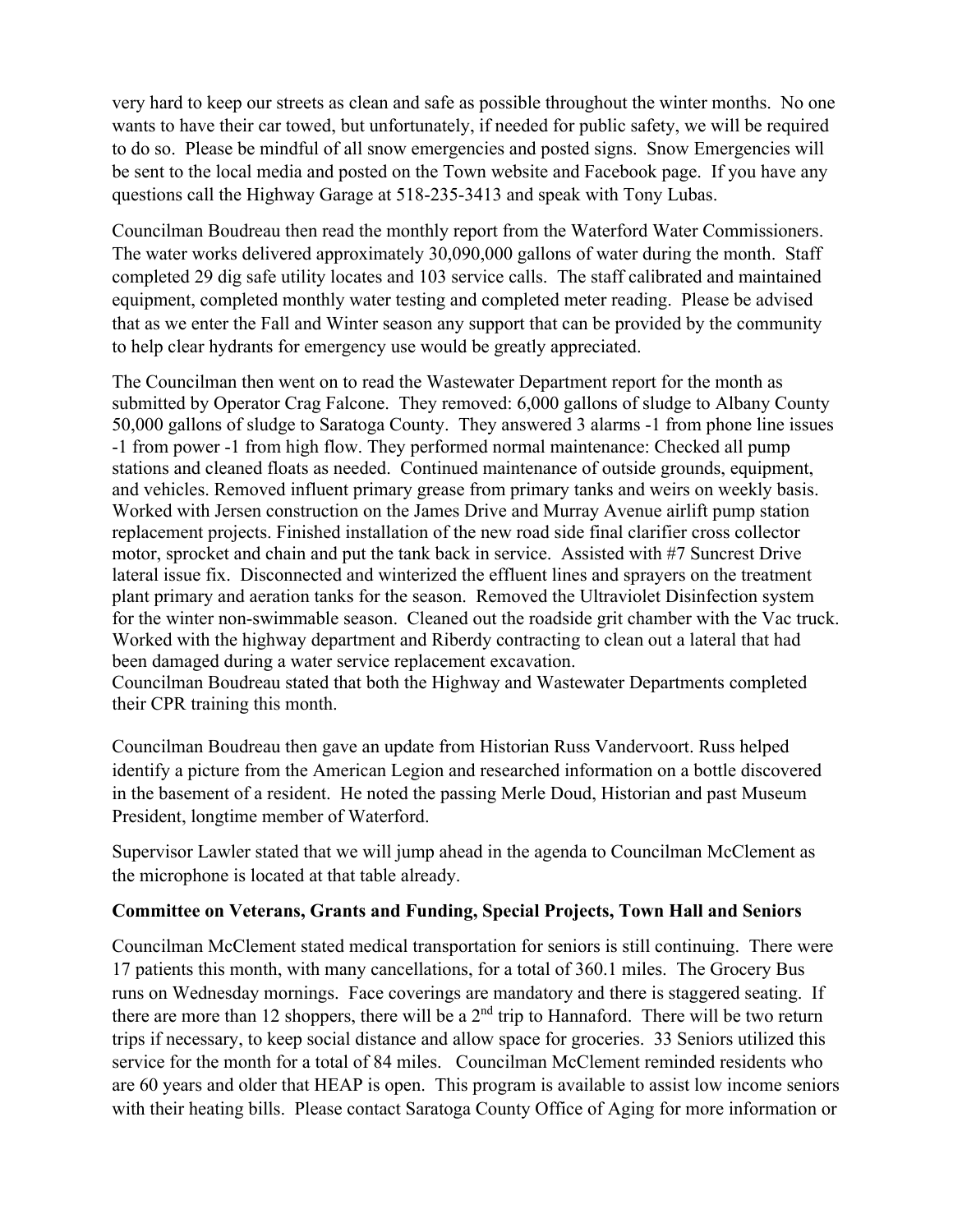very hard to keep our streets as clean and safe as possible throughout the winter months. No one wants to have their car towed, but unfortunately, if needed for public safety, we will be required to do so. Please be mindful of all snow emergencies and posted signs. Snow Emergencies will be sent to the local media and posted on the Town website and Facebook page. If you have any questions call the Highway Garage at 518-235-3413 and speak with Tony Lubas.

Councilman Boudreau then read the monthly report from the Waterford Water Commissioners. The water works delivered approximately 30,090,000 gallons of water during the month. Staff completed 29 dig safe utility locates and 103 service calls. The staff calibrated and maintained equipment, completed monthly water testing and completed meter reading. Please be advised that as we enter the Fall and Winter season any support that can be provided by the community to help clear hydrants for emergency use would be greatly appreciated.

The Councilman then went on to read the Wastewater Department report for the month as submitted by Operator Crag Falcone. They removed: 6,000 gallons of sludge to Albany County 50,000 gallons of sludge to Saratoga County. They answered 3 alarms -1 from phone line issues -1 from power -1 from high flow. They performed normal maintenance: Checked all pump stations and cleaned floats as needed. Continued maintenance of outside grounds, equipment, and vehicles. Removed influent primary grease from primary tanks and weirs on weekly basis. Worked with Jersen construction on the James Drive and Murray Avenue airlift pump station replacement projects. Finished installation of the new road side final clarifier cross collector motor, sprocket and chain and put the tank back in service. Assisted with #7 Suncrest Drive lateral issue fix. Disconnected and winterized the effluent lines and sprayers on the treatment plant primary and aeration tanks for the season. Removed the Ultraviolet Disinfection system for the winter non-swimmable season. Cleaned out the roadside grit chamber with the Vac truck. Worked with the highway department and Riberdy contracting to clean out a lateral that had been damaged during a water service replacement excavation.
Councilman Boudreau stated that both the Highway and Wastewater Departments completed their CPR training this month.

Councilman Boudreau then gave an update from Historian Russ Vandervoort. Russ helped identify a picture from the American Legion and researched information on a bottle discovered in the basement of a resident. He noted the passing Merle Doud, Historian and past Museum President, longtime member of Waterford.

Supervisor Lawler stated that we will jump ahead in the agenda to Councilman McClement as the microphone is located at that table already.

**Committee on Veterans, Grants and Funding, Special Projects, Town Hall and Seniors**

Councilman McClement stated medical transportation for seniors is still continuing. There were 17 patients this month, with many cancellations, for a total of 360.1 miles. The Grocery Bus runs on Wednesday mornings. Face coverings are mandatory and there is staggered seating. If there are more than 12 shoppers, there will be a 2nd trip to Hannaford. There will be two return trips if necessary, to keep social distance and allow space for groceries. 33 Seniors utilized this service for the month for a total of 84 miles. Councilman McClement reminded residents who are 60 years and older that HEAP is open. This program is available to assist low income seniors with their heating bills. Please contact Saratoga County Office of Aging for more information or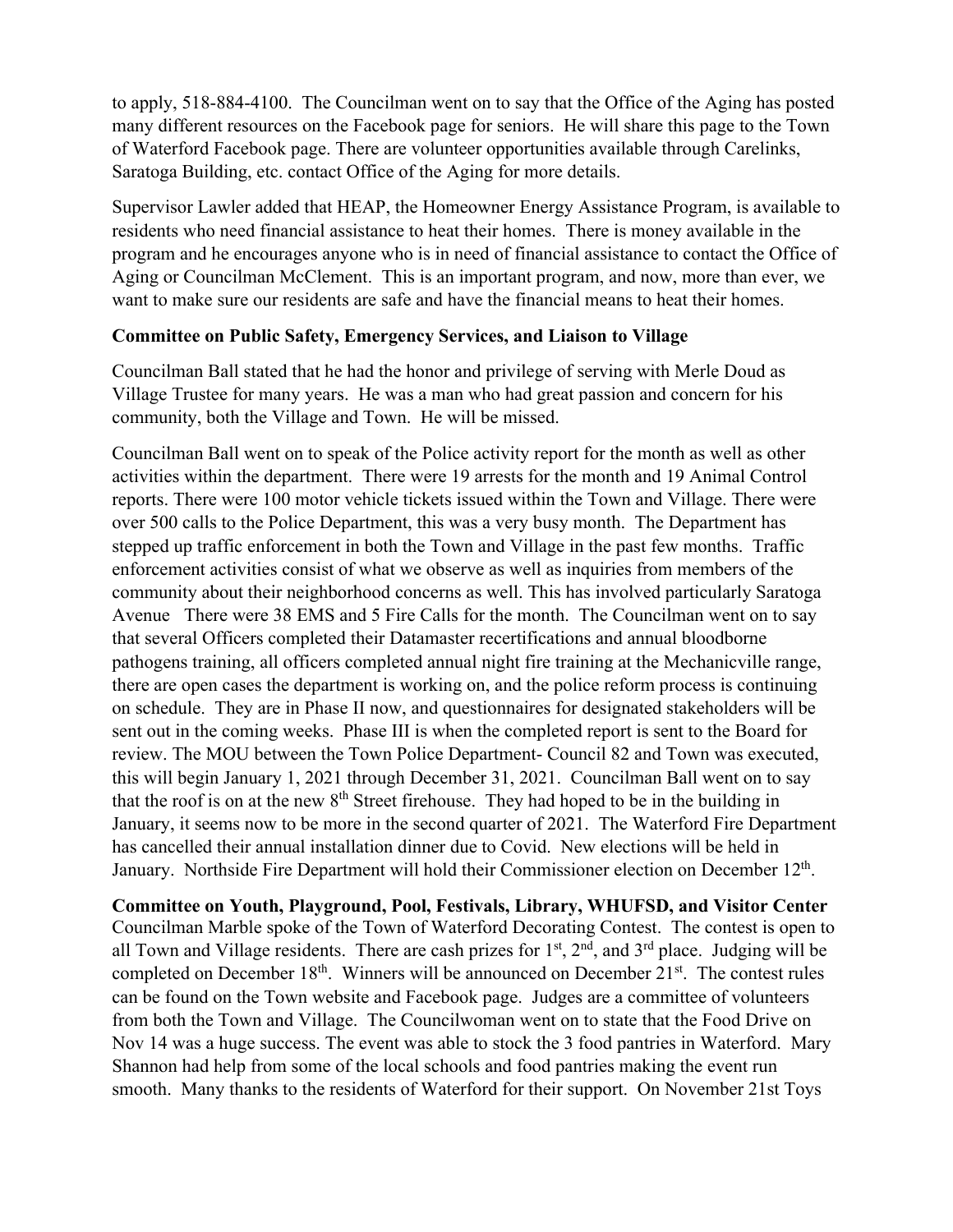to apply, 518-884-4100. The Councilman went on to say that the Office of the Aging has posted many different resources on the Facebook page for seniors. He will share this page to the Town of Waterford Facebook page. There are volunteer opportunities available through Carelinks, Saratoga Building, etc. contact Office of the Aging for more details.

Supervisor Lawler added that HEAP, the Homeowner Energy Assistance Program, is available to residents who need financial assistance to heat their homes. There is money available in the program and he encourages anyone who is in need of financial assistance to contact the Office of Aging or Councilman McClement. This is an important program, and now, more than ever, we want to make sure our residents are safe and have the financial means to heat their homes.

**Committee on Public Safety, Emergency Services, and Liaison to Village**

Councilman Ball stated that he had the honor and privilege of serving with Merle Doud as Village Trustee for many years. He was a man who had great passion and concern for his community, both the Village and Town. He will be missed.

Councilman Ball went on to speak of the Police activity report for the month as well as other activities within the department. There were 19 arrests for the month and 19 Animal Control reports. There were 100 motor vehicle tickets issued within the Town and Village. There were over 500 calls to the Police Department, this was a very busy month. The Department has stepped up traffic enforcement in both the Town and Village in the past few months. Traffic enforcement activities consist of what we observe as well as inquiries from members of the community about their neighborhood concerns as well. This has involved particularly Saratoga Avenue There were 38 EMS and 5 Fire Calls for the month. The Councilman went on to say that several Officers completed their Datamaster recertifications and annual bloodborne pathogens training, all officers completed annual night fire training at the Mechanicville range, there are open cases the department is working on, and the police reform process is continuing on schedule. They are in Phase II now, and questionnaires for designated stakeholders will be sent out in the coming weeks. Phase III is when the completed report is sent to the Board for review. The MOU between the Town Police Department- Council 82 and Town was executed, this will begin January 1, 2021 through December 31, 2021. Councilman Ball went on to say that the roof is on at the new 8th Street firehouse. They had hoped to be in the building in January, it seems now to be more in the second quarter of 2021. The Waterford Fire Department has cancelled their annual installation dinner due to Covid. New elections will be held in January. Northside Fire Department will hold their Commissioner election on December 12th.

**Committee on Youth, Playground, Pool, Festivals, Library, WHUFSD, and Visitor Center**

Councilman Marble spoke of the Town of Waterford Decorating Contest. The contest is open to all Town and Village residents. There are cash prizes for 1st, 2nd, and 3rd place. Judging will be completed on December 18th. Winners will be announced on December 21st. The contest rules can be found on the Town website and Facebook page. Judges are a committee of volunteers from both the Town and Village. The Councilwoman went on to state that the Food Drive on Nov 14 was a huge success. The event was able to stock the 3 food pantries in Waterford. Mary Shannon had help from some of the local schools and food pantries making the event run smooth. Many thanks to the residents of Waterford for their support. On November 21st Toys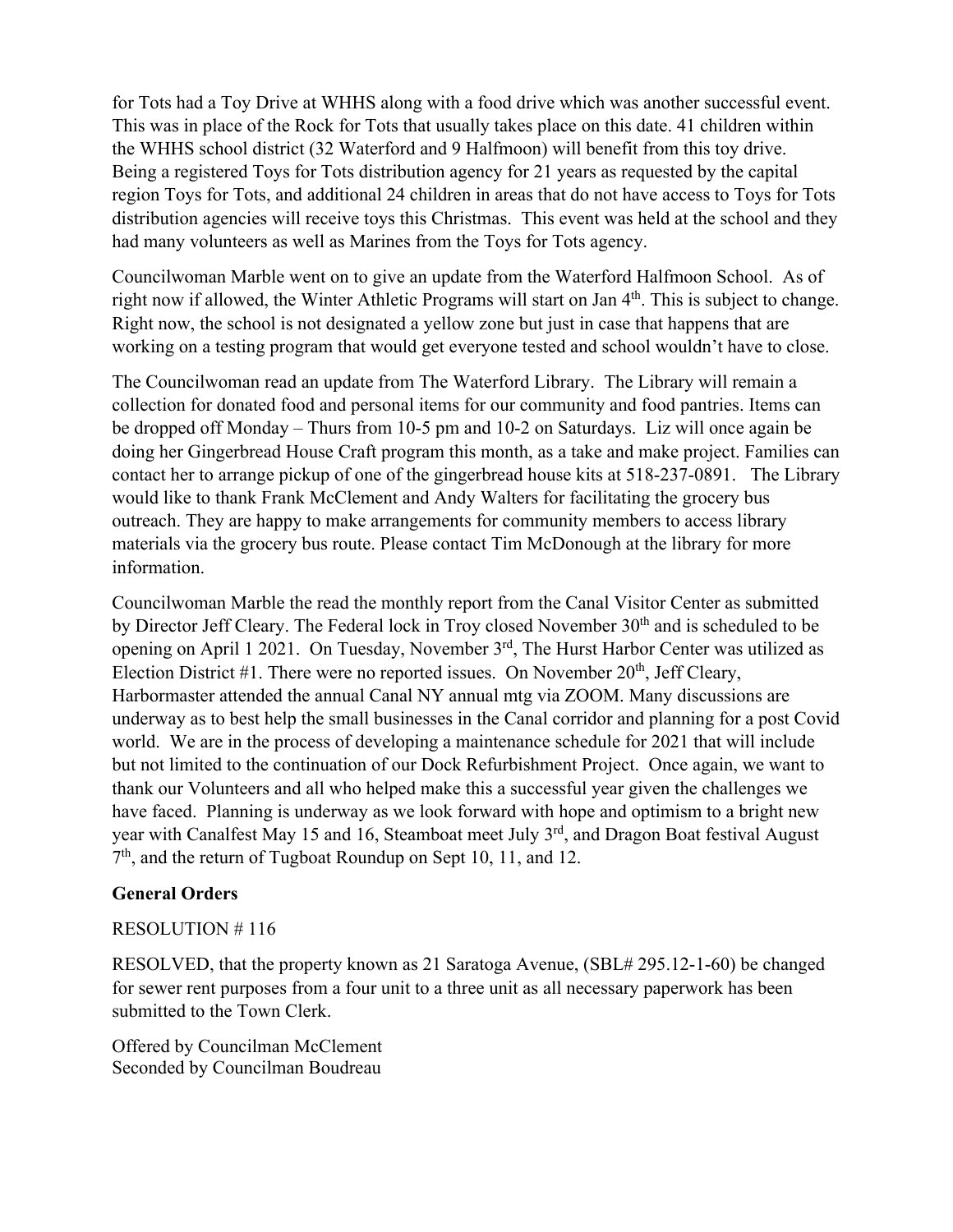for Tots had a Toy Drive at WHHS along with a food drive which was another successful event. This was in place of the Rock for Tots that usually takes place on this date. 41 children within the WHHS school district (32 Waterford and 9 Halfmoon) will benefit from this toy drive. Being a registered Toys for Tots distribution agency for 21 years as requested by the capital region Toys for Tots, and additional 24 children in areas that do not have access to Toys for Tots distribution agencies will receive toys this Christmas. This event was held at the school and they had many volunteers as well as Marines from the Toys for Tots agency.

Councilwoman Marble went on to give an update from the Waterford Halfmoon School. As of right now if allowed, the Winter Athletic Programs will start on Jan 4th. This is subject to change. Right now, the school is not designated a yellow zone but just in case that happens that are working on a testing program that would get everyone tested and school wouldn't have to close.

The Councilwoman read an update from The Waterford Library. The Library will remain a collection for donated food and personal items for our community and food pantries. Items can be dropped off Monday – Thurs from 10-5 pm and 10-2 on Saturdays. Liz will once again be doing her Gingerbread House Craft program this month, as a take and make project. Families can contact her to arrange pickup of one of the gingerbread house kits at 518-237-0891. The Library would like to thank Frank McClement and Andy Walters for facilitating the grocery bus outreach. They are happy to make arrangements for community members to access library materials via the grocery bus route. Please contact Tim McDonough at the library for more information.

Councilwoman Marble the read the monthly report from the Canal Visitor Center as submitted by Director Jeff Cleary. The Federal lock in Troy closed November 30th and is scheduled to be opening on April 1 2021. On Tuesday, November 3rd, The Hurst Harbor Center was utilized as Election District #1. There were no reported issues. On November 20th, Jeff Cleary, Harbormaster attended the annual Canal NY annual mtg via ZOOM. Many discussions are underway as to best help the small businesses in the Canal corridor and planning for a post Covid world. We are in the process of developing a maintenance schedule for 2021 that will include but not limited to the continuation of our Dock Refurbishment Project. Once again, we want to thank our Volunteers and all who helped make this a successful year given the challenges we have faced. Planning is underway as we look forward with hope and optimism to a bright new year with Canalfest May 15 and 16, Steamboat meet July 3rd, and Dragon Boat festival August 7th, and the return of Tugboat Roundup on Sept 10, 11, and 12.

**General Orders**

RESOLUTION # 116

RESOLVED, that the property known as 21 Saratoga Avenue, (SBL# 295.12-1-60) be changed for sewer rent purposes from a four unit to a three unit as all necessary paperwork has been submitted to the Town Clerk.

Offered by Councilman McClement
Seconded by Councilman Boudreau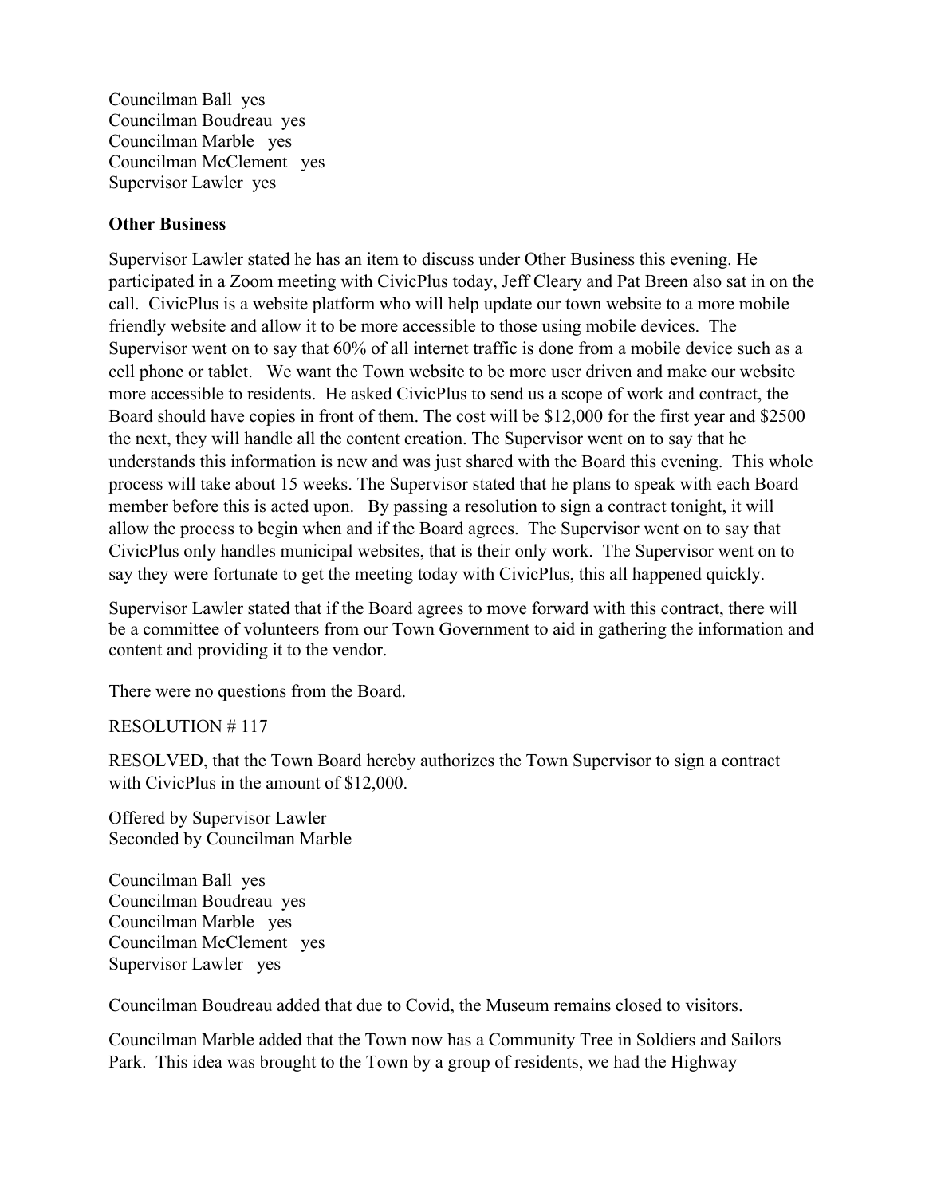Councilman Ball yes
Councilman Boudreau yes
Councilman Marble yes
Councilman McClement yes
Supervisor Lawler yes

**Other Business**

Supervisor Lawler stated he has an item to discuss under Other Business this evening. He participated in a Zoom meeting with CivicPlus today, Jeff Cleary and Pat Breen also sat in on the call. CivicPlus is a website platform who will help update our town website to a more mobile friendly website and allow it to be more accessible to those using mobile devices. The Supervisor went on to say that 60% of all internet traffic is done from a mobile device such as a cell phone or tablet. We want the Town website to be more user driven and make our website more accessible to residents. He asked CivicPlus to send us a scope of work and contract, the Board should have copies in front of them. The cost will be $12,000 for the first year and $2500 the next, they will handle all the content creation. The Supervisor went on to say that he understands this information is new and was just shared with the Board this evening. This whole process will take about 15 weeks. The Supervisor stated that he plans to speak with each Board member before this is acted upon. By passing a resolution to sign a contract tonight, it will allow the process to begin when and if the Board agrees. The Supervisor went on to say that CivicPlus only handles municipal websites, that is their only work. The Supervisor went on to say they were fortunate to get the meeting today with CivicPlus, this all happened quickly.

Supervisor Lawler stated that if the Board agrees to move forward with this contract, there will be a committee of volunteers from our Town Government to aid in gathering the information and content and providing it to the vendor.

There were no questions from the Board.

RESOLUTION # 117

RESOLVED, that the Town Board hereby authorizes the Town Supervisor to sign a contract with CivicPlus in the amount of $12,000.

Offered by Supervisor Lawler
Seconded by Councilman Marble

Councilman Ball yes
Councilman Boudreau yes
Councilman Marble yes
Councilman McClement yes
Supervisor Lawler yes

Councilman Boudreau added that due to Covid, the Museum remains closed to visitors.

Councilman Marble added that the Town now has a Community Tree in Soldiers and Sailors Park. This idea was brought to the Town by a group of residents, we had the Highway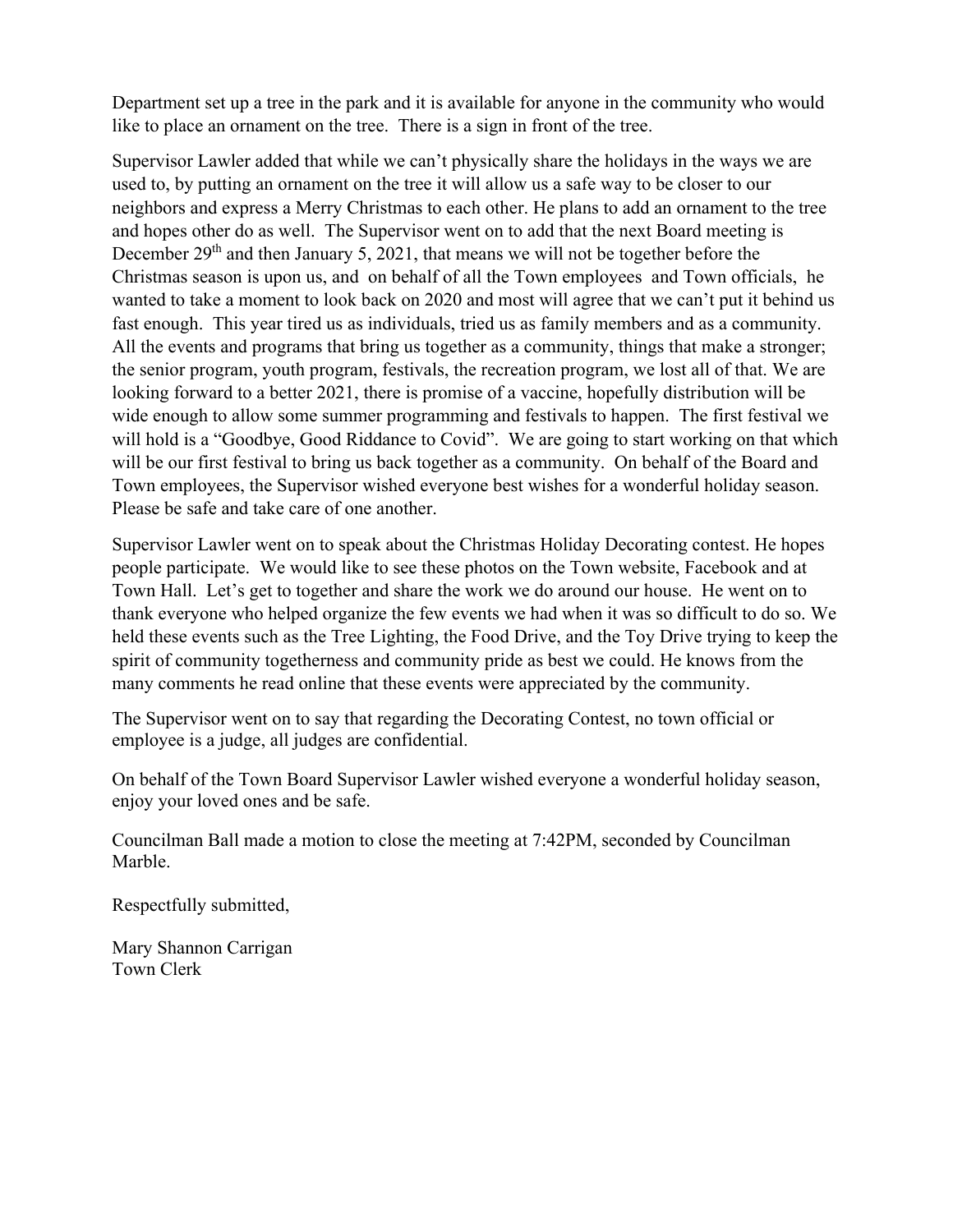Department set up a tree in the park and it is available for anyone in the community who would like to place an ornament on the tree. There is a sign in front of the tree.

Supervisor Lawler added that while we can't physically share the holidays in the ways we are used to, by putting an ornament on the tree it will allow us a safe way to be closer to our neighbors and express a Merry Christmas to each other. He plans to add an ornament to the tree and hopes other do as well. The Supervisor went on to add that the next Board meeting is December 29th and then January 5, 2021, that means we will not be together before the Christmas season is upon us, and on behalf of all the Town employees and Town officials, he wanted to take a moment to look back on 2020 and most will agree that we can't put it behind us fast enough. This year tired us as individuals, tried us as family members and as a community. All the events and programs that bring us together as a community, things that make a stronger; the senior program, youth program, festivals, the recreation program, we lost all of that. We are looking forward to a better 2021, there is promise of a vaccine, hopefully distribution will be wide enough to allow some summer programming and festivals to happen. The first festival we will hold is a "Goodbye, Good Riddance to Covid". We are going to start working on that which will be our first festival to bring us back together as a community. On behalf of the Board and Town employees, the Supervisor wished everyone best wishes for a wonderful holiday season. Please be safe and take care of one another.

Supervisor Lawler went on to speak about the Christmas Holiday Decorating contest. He hopes people participate. We would like to see these photos on the Town website, Facebook and at Town Hall. Let's get to together and share the work we do around our house. He went on to thank everyone who helped organize the few events we had when it was so difficult to do so. We held these events such as the Tree Lighting, the Food Drive, and the Toy Drive trying to keep the spirit of community togetherness and community pride as best we could. He knows from the many comments he read online that these events were appreciated by the community.

The Supervisor went on to say that regarding the Decorating Contest, no town official or employee is a judge, all judges are confidential.

On behalf of the Town Board Supervisor Lawler wished everyone a wonderful holiday season, enjoy your loved ones and be safe.

Councilman Ball made a motion to close the meeting at 7:42PM, seconded by Councilman Marble.

Respectfully submitted,

Mary Shannon Carrigan
Town Clerk